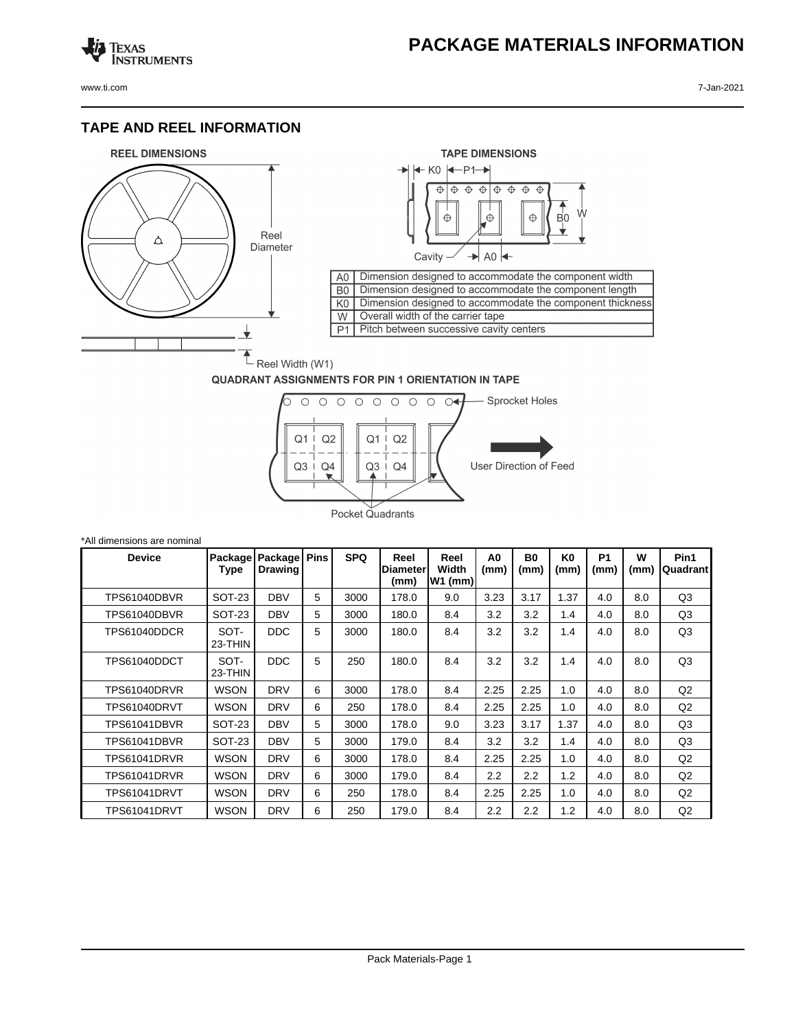# PACKAGE MATERIALS INFORMATION

## TAPE AND REEL INFORMATION

**REEL DIMENSIONS**

Reel Diameter

Reel Width (W1)

**TAPE DIMENSIONS**

| | |
|---|---|
| A0 | Dimension designed to accommodate the component width |
| B0 | Dimension designed to accommodate the component length |
| K0 | Dimension designed to accommodate the component thickness |
| W | Overall width of the carrier tape |
| P1 | Pitch between successive cavity centers |

**QUADRANT ASSIGNMENTS FOR PIN 1 ORIENTATION IN TAPE**

Sprocket Holes

User Direction of Feed

Pocket Quadrants

*All dimensions are nominal

| Device | Package Type | Package Drawing | Pins | SPQ | Reel Diameter (mm) | Reel Width W1 (mm) | A0 (mm) | B0 (mm) | K0 (mm) | P1 (mm) | W (mm) | Pin1 Quadrant |
|---|---|---|---|---|---|---|---|---|---|---|---|---|
| TPS61040DBVR | SOT-23 | DBV | 5 | 3000 | 178.0 | 9.0 | 3.23 | 3.17 | 1.37 | 4.0 | 8.0 | Q3 |
| TPS61040DBVR | SOT-23 | DBV | 5 | 3000 | 180.0 | 8.4 | 3.2 | 3.2 | 1.4 | 4.0 | 8.0 | Q3 |
| TPS61040DDCR | SOT-23-THIN | DDC | 5 | 3000 | 180.0 | 8.4 | 3.2 | 3.2 | 1.4 | 4.0 | 8.0 | Q3 |
| TPS61040DDCT | SOT-23-THIN | DDC | 5 | 250 | 180.0 | 8.4 | 3.2 | 3.2 | 1.4 | 4.0 | 8.0 | Q3 |
| TPS61040DRVR | WSON | DRV | 6 | 3000 | 178.0 | 8.4 | 2.25 | 2.25 | 1.0 | 4.0 | 8.0 | Q2 |
| TPS61040DRVT | WSON | DRV | 6 | 250 | 178.0 | 8.4 | 2.25 | 2.25 | 1.0 | 4.0 | 8.0 | Q2 |
| TPS61041DBVR | SOT-23 | DBV | 5 | 3000 | 178.0 | 9.0 | 3.23 | 3.17 | 1.37 | 4.0 | 8.0 | Q3 |
| TPS61041DBVR | SOT-23 | DBV | 5 | 3000 | 179.0 | 8.4 | 3.2 | 3.2 | 1.4 | 4.0 | 8.0 | Q3 |
| TPS61041DRVR | WSON | DRV | 6 | 3000 | 178.0 | 8.4 | 2.25 | 2.25 | 1.0 | 4.0 | 8.0 | Q2 |
| TPS61041DRVR | WSON | DRV | 6 | 3000 | 179.0 | 8.4 | 2.2 | 2.2 | 1.2 | 4.0 | 8.0 | Q2 |
| TPS61041DRVT | WSON | DRV | 6 | 250 | 178.0 | 8.4 | 2.25 | 2.25 | 1.0 | 4.0 | 8.0 | Q2 |
| TPS61041DRVT | WSON | DRV | 6 | 250 | 179.0 | 8.4 | 2.2 | 2.2 | 1.2 | 4.0 | 8.0 | Q2 |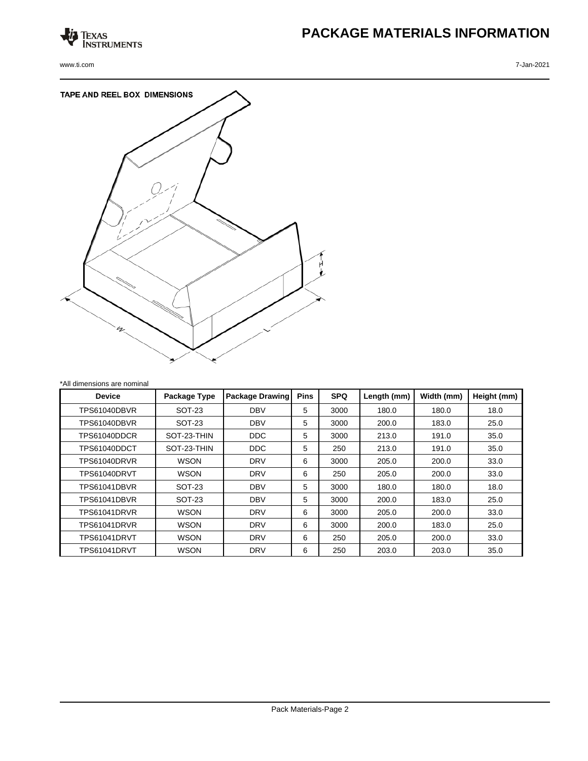# PACKAGE MATERIALS INFORMATION

## TAPE AND REEL BOX DIMENSIONS

W
L
H

*All dimensions are nominal

| Device | Package Type | Package Drawing | Pins | SPQ | Length (mm) | Width (mm) | Height (mm) |
|---|---|---|---|---|---|---|---|
| TPS61040DBVR | SOT-23 | DBV | 5 | 3000 | 180.0 | 180.0 | 18.0 |
| TPS61040DBVR | SOT-23 | DBV | 5 | 3000 | 200.0 | 183.0 | 25.0 |
| TPS61040DDCR | SOT-23-THIN | DDC | 5 | 3000 | 213.0 | 191.0 | 35.0 |
| TPS61040DDCT | SOT-23-THIN | DDC | 5 | 250 | 213.0 | 191.0 | 35.0 |
| TPS61040DRVR | WSON | DRV | 6 | 3000 | 205.0 | 200.0 | 33.0 |
| TPS61040DRVT | WSON | DRV | 6 | 250 | 205.0 | 200.0 | 33.0 |
| TPS61041DBVR | SOT-23 | DBV | 5 | 3000 | 180.0 | 180.0 | 18.0 |
| TPS61041DBVR | SOT-23 | DBV | 5 | 3000 | 200.0 | 183.0 | 25.0 |
| TPS61041DRVR | WSON | DRV | 6 | 3000 | 205.0 | 200.0 | 33.0 |
| TPS61041DRVR | WSON | DRV | 6 | 3000 | 200.0 | 183.0 | 25.0 |
| TPS61041DRVT | WSON | DRV | 6 | 250 | 205.0 | 200.0 | 33.0 |
| TPS61041DRVT | WSON | DRV | 6 | 250 | 203.0 | 203.0 | 35.0 |